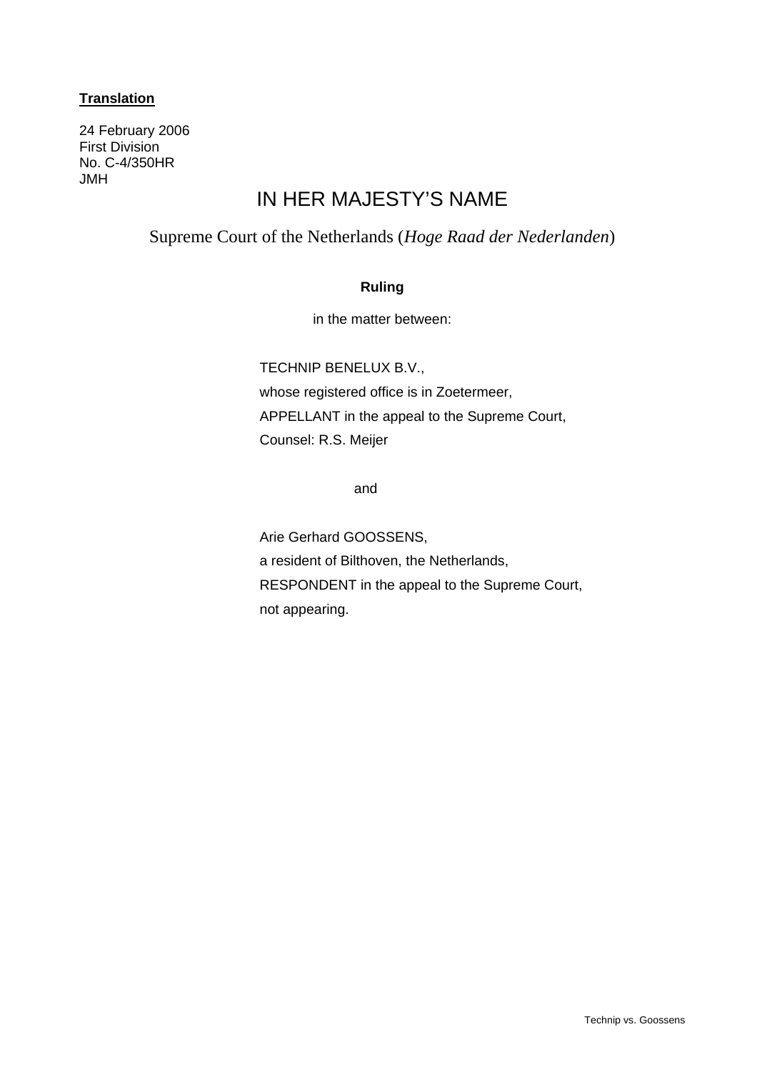**Translation**

24 February 2006
First Division
No. C-4/350HR
JMH

# IN HER MAJESTY'S NAME

## Supreme Court of the Netherlands (*Hoge Raad der Nederlanden*)

**Ruling**

in the matter between:

TECHNIP BENELUX B.V.,
whose registered office is in Zoetermeer,
APPELLANT in the appeal to the Supreme Court,
Counsel: R.S. Meijer

and

Arie Gerhard GOOSSENS,
a resident of Bilthoven, the Netherlands,
RESPONDENT in the appeal to the Supreme Court,
not appearing.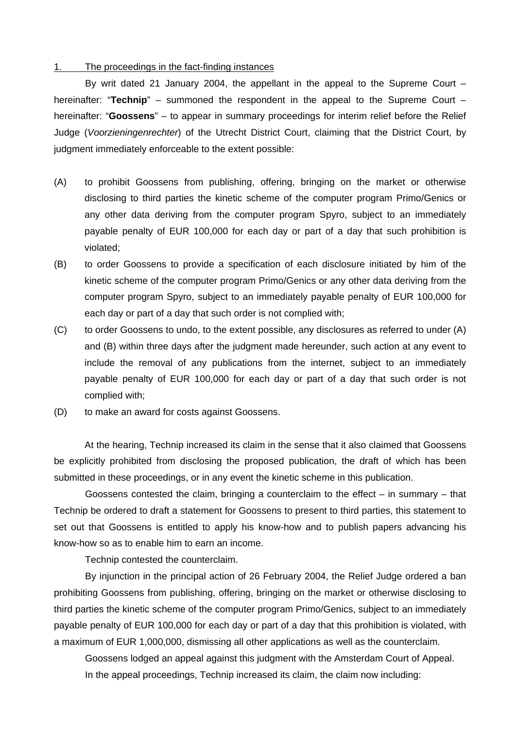1. The proceedings in the fact-finding instances

By writ dated 21 January 2004, the appellant in the appeal to the Supreme Court – hereinafter: "**Technip**" – summoned the respondent in the appeal to the Supreme Court – hereinafter: "**Goossens**" – to appear in summary proceedings for interim relief before the Relief Judge (*Voorzieningenrechter*) of the Utrecht District Court, claiming that the District Court, by judgment immediately enforceable to the extent possible:

(A) to prohibit Goossens from publishing, offering, bringing on the market or otherwise disclosing to third parties the kinetic scheme of the computer program Primo/Genics or any other data deriving from the computer program Spyro, subject to an immediately payable penalty of EUR 100,000 for each day or part of a day that such prohibition is violated;

(B) to order Goossens to provide a specification of each disclosure initiated by him of the kinetic scheme of the computer program Primo/Genics or any other data deriving from the computer program Spyro, subject to an immediately payable penalty of EUR 100,000 for each day or part of a day that such order is not complied with;

(C) to order Goossens to undo, to the extent possible, any disclosures as referred to under (A) and (B) within three days after the judgment made hereunder, such action at any event to include the removal of any publications from the internet, subject to an immediately payable penalty of EUR 100,000 for each day or part of a day that such order is not complied with;

(D) to make an award for costs against Goossens.

At the hearing, Technip increased its claim in the sense that it also claimed that Goossens be explicitly prohibited from disclosing the proposed publication, the draft of which has been submitted in these proceedings, or in any event the kinetic scheme in this publication.

Goossens contested the claim, bringing a counterclaim to the effect – in summary – that Technip be ordered to draft a statement for Goossens to present to third parties, this statement to set out that Goossens is entitled to apply his know-how and to publish papers advancing his know-how so as to enable him to earn an income.

Technip contested the counterclaim.

By injunction in the principal action of 26 February 2004, the Relief Judge ordered a ban prohibiting Goossens from publishing, offering, bringing on the market or otherwise disclosing to third parties the kinetic scheme of the computer program Primo/Genics, subject to an immediately payable penalty of EUR 100,000 for each day or part of a day that this prohibition is violated, with a maximum of EUR 1,000,000, dismissing all other applications as well as the counterclaim.

Goossens lodged an appeal against this judgment with the Amsterdam Court of Appeal.

In the appeal proceedings, Technip increased its claim, the claim now including: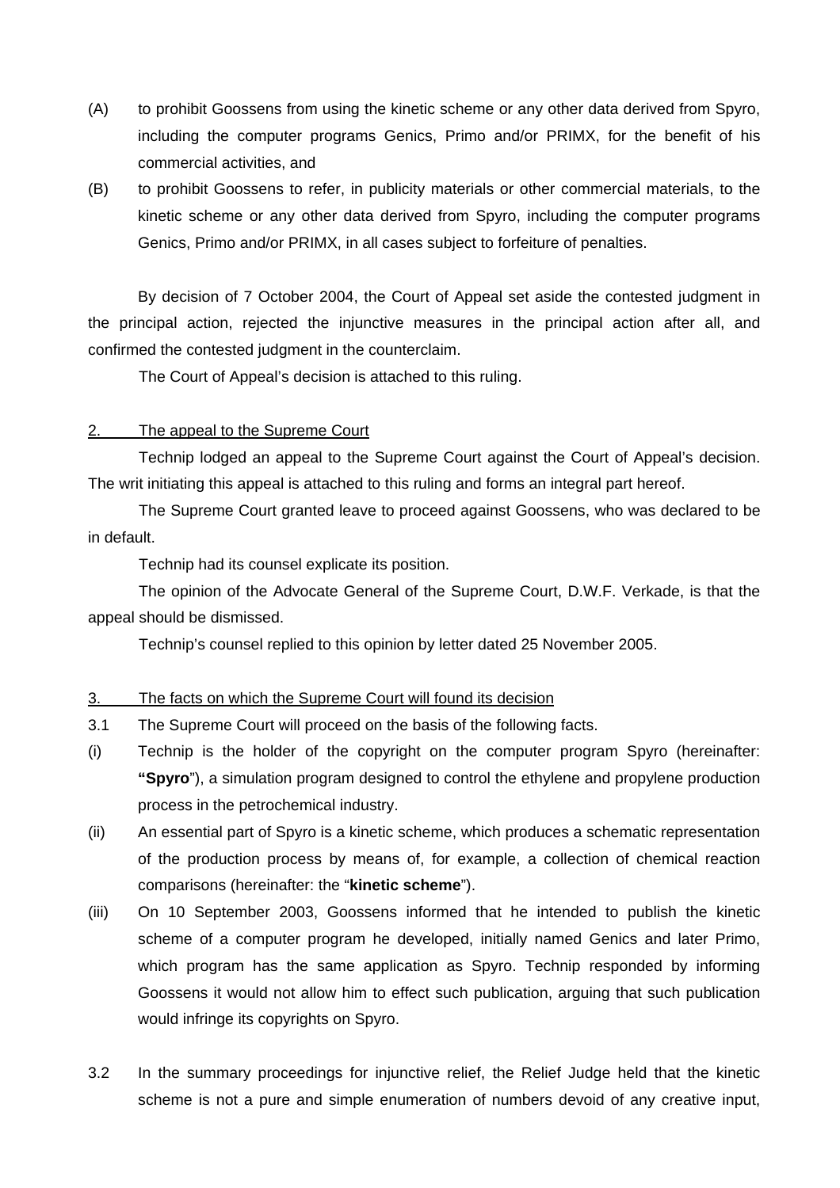(A) to prohibit Goossens from using the kinetic scheme or any other data derived from Spyro, including the computer programs Genics, Primo and/or PRIMX, for the benefit of his commercial activities, and

(B) to prohibit Goossens to refer, in publicity materials or other commercial materials, to the kinetic scheme or any other data derived from Spyro, including the computer programs Genics, Primo and/or PRIMX, in all cases subject to forfeiture of penalties.

By decision of 7 October 2004, the Court of Appeal set aside the contested judgment in the principal action, rejected the injunctive measures in the principal action after all, and confirmed the contested judgment in the counterclaim.

The Court of Appeal's decision is attached to this ruling.

## 2. The appeal to the Supreme Court

Technip lodged an appeal to the Supreme Court against the Court of Appeal's decision. The writ initiating this appeal is attached to this ruling and forms an integral part hereof.

The Supreme Court granted leave to proceed against Goossens, who was declared to be in default.

Technip had its counsel explicate its position.

The opinion of the Advocate General of the Supreme Court, D.W.F. Verkade, is that the appeal should be dismissed.

Technip's counsel replied to this opinion by letter dated 25 November 2005.

## 3. The facts on which the Supreme Court will found its decision

3.1 The Supreme Court will proceed on the basis of the following facts.

(i) Technip is the holder of the copyright on the computer program Spyro (hereinafter: **"Spyro**"), a simulation program designed to control the ethylene and propylene production process in the petrochemical industry.

(ii) An essential part of Spyro is a kinetic scheme, which produces a schematic representation of the production process by means of, for example, a collection of chemical reaction comparisons (hereinafter: the "**kinetic scheme**").

(iii) On 10 September 2003, Goossens informed that he intended to publish the kinetic scheme of a computer program he developed, initially named Genics and later Primo, which program has the same application as Spyro. Technip responded by informing Goossens it would not allow him to effect such publication, arguing that such publication would infringe its copyrights on Spyro.

3.2 In the summary proceedings for injunctive relief, the Relief Judge held that the kinetic scheme is not a pure and simple enumeration of numbers devoid of any creative input,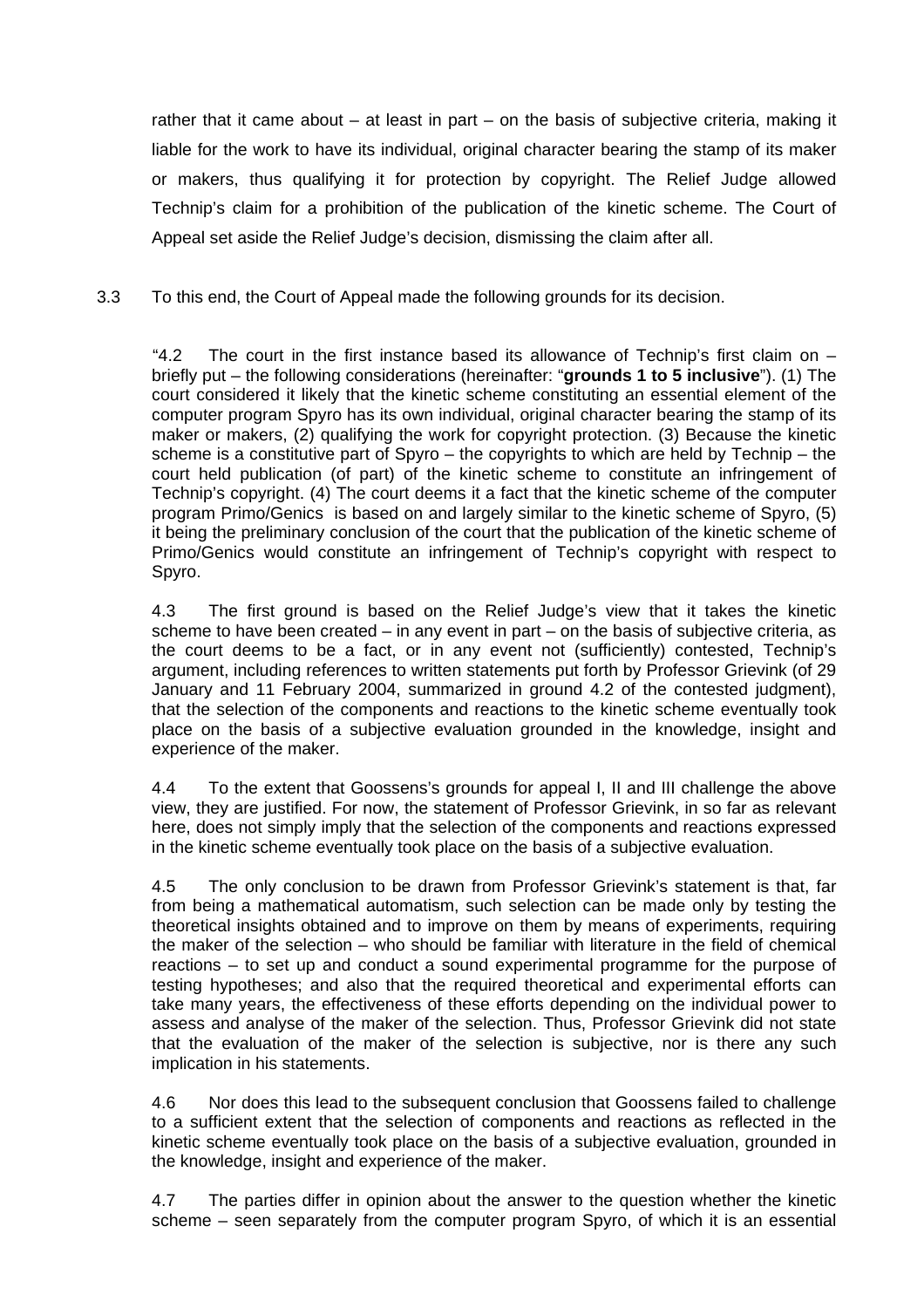rather than that it came about – at least in part – on the basis of subjective criteria, making it liable for the work to have its individual, original character bearing the stamp of its maker or makers, thus qualifying it for protection by copyright. The Relief Judge allowed Technip's claim for a prohibition of the publication of the kinetic scheme. The Court of Appeal set aside the Relief Judge's decision, dismissing the claim after all.

3.3 To this end, the Court of Appeal made the following grounds for its decision.

> "4.2 The court in the first instance based its allowance of Technip's first claim on – briefly put – the following considerations (hereinafter: "**grounds 1 to 5 inclusive**"). (1) The court considered it likely that the kinetic scheme constituting an essential element of the computer program Spyro has its own individual, original character bearing the stamp of its maker or makers, (2) qualifying the work for copyright protection. (3) Because the kinetic scheme is a constitutive part of Spyro – the copyrights to which are held by Technip – the court held publication (of part) of the kinetic scheme to constitute an infringement of Technip's copyright. (4) The court deems it a fact that the kinetic scheme of the computer program Primo/Genics is based on and largely similar to the kinetic scheme of Spyro, (5) it being the preliminary conclusion of the court that the publication of the kinetic scheme of Primo/Genics would constitute an infringement of Technip's copyright with respect to Spyro.
>
> 4.3 The first ground is based on the Relief Judge's view that it takes the kinetic scheme to have been created – in any event in part – on the basis of subjective criteria, as the court deems to be a fact, or in any event not (sufficiently) contested, Technip's argument, including references to written statements put forth by Professor Grievink (of 29 January and 11 February 2004, summarized in ground 4.2 of the contested judgment), that the selection of the components and reactions to the kinetic scheme eventually took place on the basis of a subjective evaluation grounded in the knowledge, insight and experience of the maker.
>
> 4.4 To the extent that Goossens's grounds for appeal I, II and III challenge the above view, they are justified. For now, the statement of Professor Grievink, in so far as relevant here, does not simply imply that the selection of the components and reactions expressed in the kinetic scheme eventually took place on the basis of a subjective evaluation.
>
> 4.5 The only conclusion to be drawn from Professor Grievink's statement is that, far from being a mathematical automatism, such selection can be made only by testing the theoretical insights obtained and to improve on them by means of experiments, requiring the maker of the selection – who should be familiar with literature in the field of chemical reactions – to set up and conduct a sound experimental programme for the purpose of testing hypotheses; and also that the required theoretical and experimental efforts can take many years, the effectiveness of these efforts depending on the individual power to assess and analyse of the maker of the selection. Thus, Professor Grievink did not state that the evaluation of the maker of the selection is subjective, nor is there any such implication in his statements.
>
> 4.6 Nor does this lead to the subsequent conclusion that Goossens failed to challenge to a sufficient extent that the selection of components and reactions as reflected in the kinetic scheme eventually took place on the basis of a subjective evaluation, grounded in the knowledge, insight and experience of the maker.
>
> 4.7 The parties differ in opinion about the answer to the question whether the kinetic scheme – seen separately from the computer program Spyro, of which it is an essential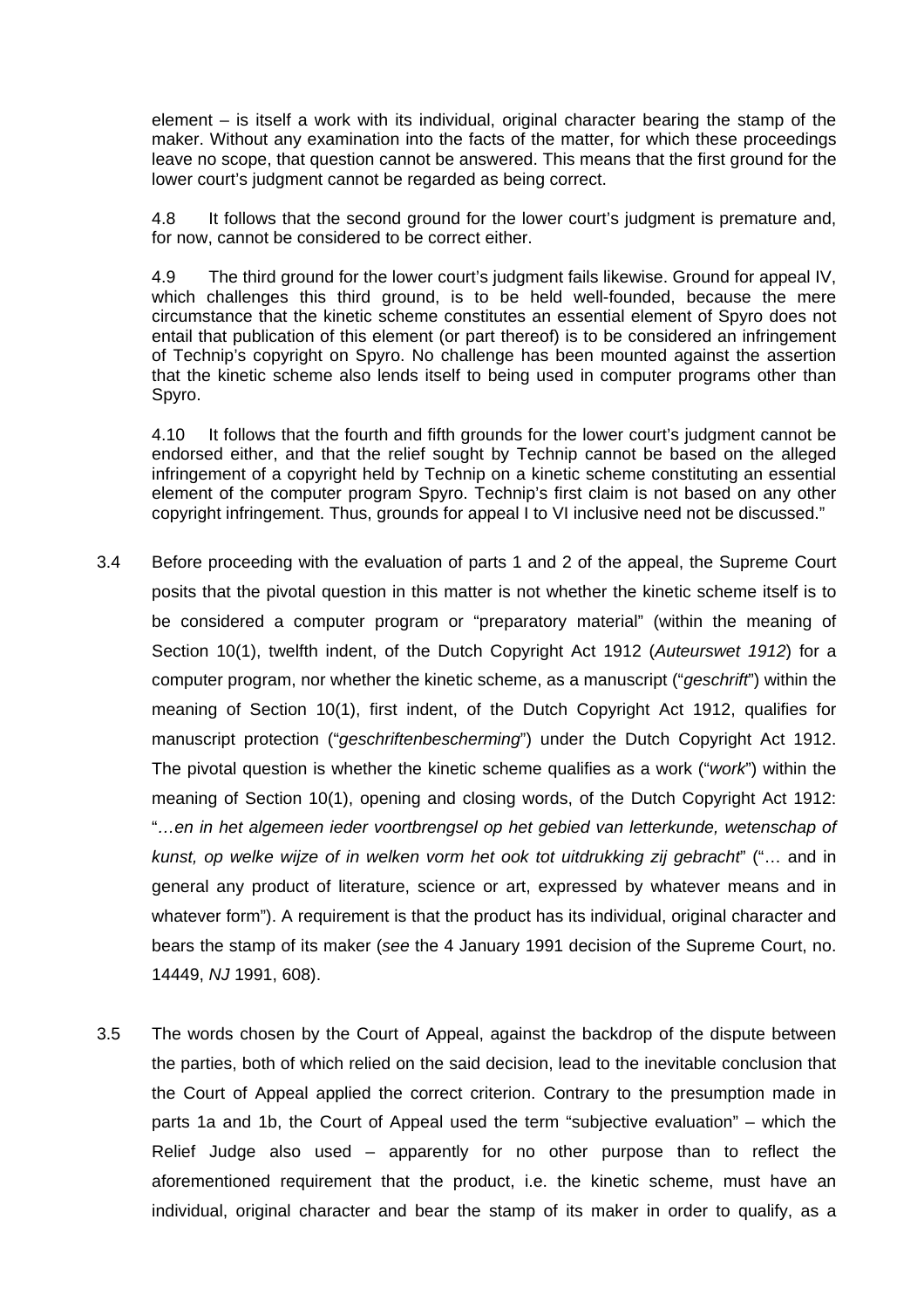element – is itself a work with its individual, original character bearing the stamp of the maker. Without any examination into the facts of the matter, for which these proceedings leave no scope, that question cannot be answered. This means that the first ground for the lower court's judgment cannot be regarded as being correct.

4.8 It follows that the second ground for the lower court's judgment is premature and, for now, cannot be considered to be correct either.

4.9 The third ground for the lower court's judgment fails likewise. Ground for appeal IV, which challenges this third ground, is to be held well-founded, because the mere circumstance that the kinetic scheme constitutes an essential element of Spyro does not entail that publication of this element (or part thereof) is to be considered an infringement of Technip's copyright on Spyro. No challenge has been mounted against the assertion that the kinetic scheme also lends itself to being used in computer programs other than Spyro.

4.10 It follows that the fourth and fifth grounds for the lower court's judgment cannot be endorsed either, and that the relief sought by Technip cannot be based on the alleged infringement of a copyright held by Technip on a kinetic scheme constituting an essential element of the computer program Spyro. Technip's first claim is not based on any other copyright infringement. Thus, grounds for appeal I to VI inclusive need not be discussed."

3.4 Before proceeding with the evaluation of parts 1 and 2 of the appeal, the Supreme Court posits that the pivotal question in this matter is not whether the kinetic scheme itself is to be considered a computer program or "preparatory material" (within the meaning of Section 10(1), twelfth indent, of the Dutch Copyright Act 1912 (*Auteurswet 1912*) for a computer program, nor whether the kinetic scheme, as a manuscript ("*geschrift*") within the meaning of Section 10(1), first indent, of the Dutch Copyright Act 1912, qualifies for manuscript protection ("*geschriftenbescherming*") under the Dutch Copyright Act 1912. The pivotal question is whether the kinetic scheme qualifies as a work ("*work*") within the meaning of Section 10(1), opening and closing words, of the Dutch Copyright Act 1912: "*…en in het algemeen ieder voortbrengsel op het gebied van letterkunde, wetenschap of kunst, op welke wijze of in welken vorm het ook tot uitdrukking zij gebracht*" ("… and in general any product of literature, science or art, expressed by whatever means and in whatever form"). A requirement is that the product has its individual, original character and bears the stamp of its maker (*see* the 4 January 1991 decision of the Supreme Court, no. 14449, *NJ* 1991, 608).

3.5 The words chosen by the Court of Appeal, against the backdrop of the dispute between the parties, both of which relied on the said decision, lead to the inevitable conclusion that the Court of Appeal applied the correct criterion. Contrary to the presumption made in parts 1a and 1b, the Court of Appeal used the term "subjective evaluation" – which the Relief Judge also used – apparently for no other purpose than to reflect the aforementioned requirement that the product, i.e. the kinetic scheme, must have an individual, original character and bear the stamp of its maker in order to qualify, as a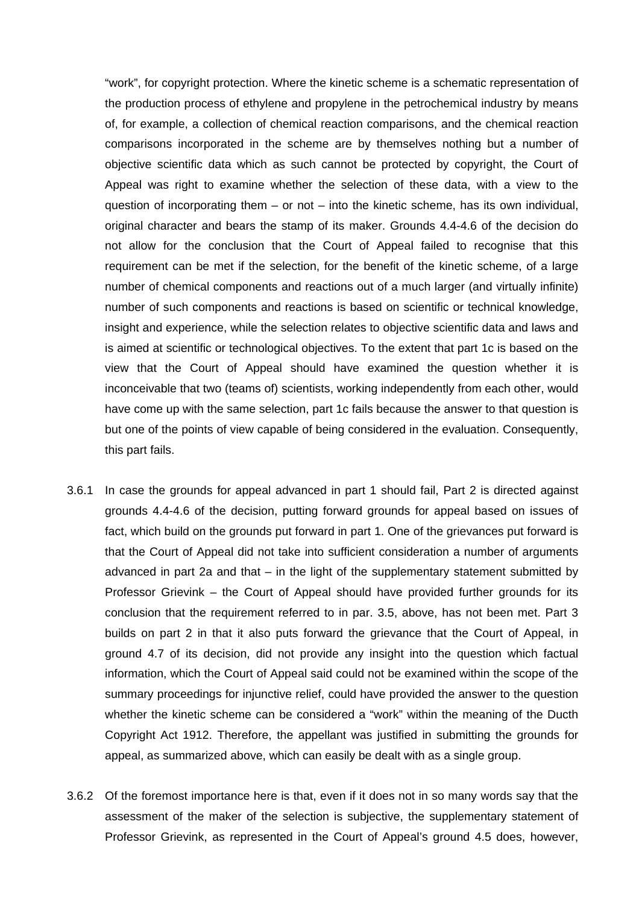"work", for copyright protection. Where the kinetic scheme is a schematic representation of the production process of ethylene and propylene in the petrochemical industry by means of, for example, a collection of chemical reaction comparisons, and the chemical reaction comparisons incorporated in the scheme are by themselves nothing but a number of objective scientific data which as such cannot be protected by copyright, the Court of Appeal was right to examine whether the selection of these data, with a view to the question of incorporating them – or not – into the kinetic scheme, has its own individual, original character and bears the stamp of its maker. Grounds 4.4-4.6 of the decision do not allow for the conclusion that the Court of Appeal failed to recognise that this requirement can be met if the selection, for the benefit of the kinetic scheme, of a large number of chemical components and reactions out of a much larger (and virtually infinite) number of such components and reactions is based on scientific or technical knowledge, insight and experience, while the selection relates to objective scientific data and laws and is aimed at scientific or technological objectives. To the extent that part 1c is based on the view that the Court of Appeal should have examined the question whether it is inconceivable that two (teams of) scientists, working independently from each other, would have come up with the same selection, part 1c fails because the answer to that question is but one of the points of view capable of being considered in the evaluation. Consequently, this part fails.

3.6.1 In case the grounds for appeal advanced in part 1 should fail, Part 2 is directed against grounds 4.4-4.6 of the decision, putting forward grounds for appeal based on issues of fact, which build on the grounds put forward in part 1. One of the grievances put forward is that the Court of Appeal did not take into sufficient consideration a number of arguments advanced in part 2a and that – in the light of the supplementary statement submitted by Professor Grievink – the Court of Appeal should have provided further grounds for its conclusion that the requirement referred to in par. 3.5, above, has not been met. Part 3 builds on part 2 in that it also puts forward the grievance that the Court of Appeal, in ground 4.7 of its decision, did not provide any insight into the question which factual information, which the Court of Appeal said could not be examined within the scope of the summary proceedings for injunctive relief, could have provided the answer to the question whether the kinetic scheme can be considered a "work" within the meaning of the Ducth Copyright Act 1912. Therefore, the appellant was justified in submitting the grounds for appeal, as summarized above, which can easily be dealt with as a single group.

3.6.2 Of the foremost importance here is that, even if it does not in so many words say that the assessment of the maker of the selection is subjective, the supplementary statement of Professor Grievink, as represented in the Court of Appeal's ground 4.5 does, however,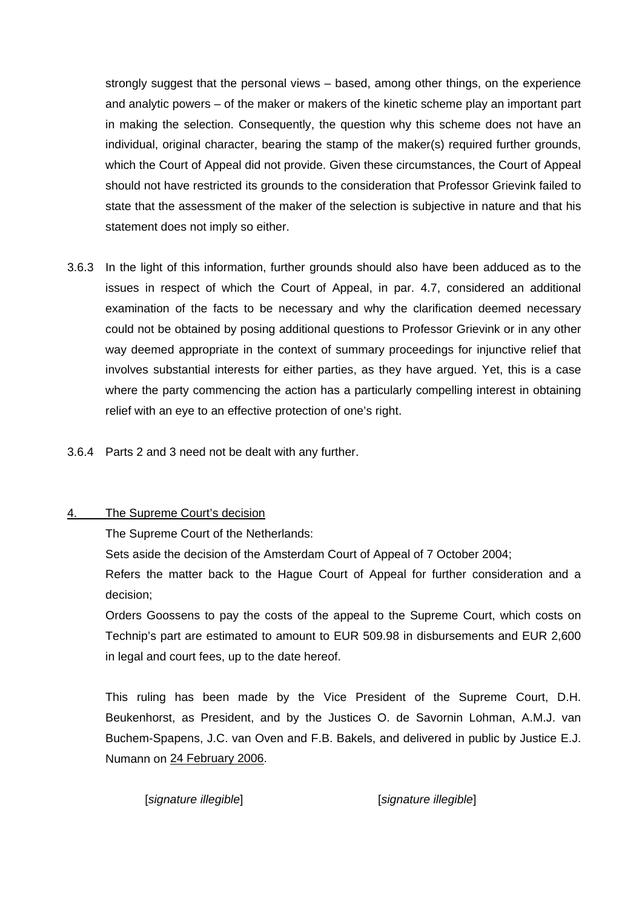strongly suggest that the personal views – based, among other things, on the experience and analytic powers – of the maker or makers of the kinetic scheme play an important part in making the selection. Consequently, the question why this scheme does not have an individual, original character, bearing the stamp of the maker(s) required further grounds, which the Court of Appeal did not provide. Given these circumstances, the Court of Appeal should not have restricted its grounds to the consideration that Professor Grievink failed to state that the assessment of the maker of the selection is subjective in nature and that his statement does not imply so either.

3.6.3 In the light of this information, further grounds should also have been adduced as to the issues in respect of which the Court of Appeal, in par. 4.7, considered an additional examination of the facts to be necessary and why the clarification deemed necessary could not be obtained by posing additional questions to Professor Grievink or in any other way deemed appropriate in the context of summary proceedings for injunctive relief that involves substantial interests for either parties, as they have argued. Yet, this is a case where the party commencing the action has a particularly compelling interest in obtaining relief with an eye to an effective protection of one's right.

3.6.4 Parts 2 and 3 need not be dealt with any further.

## 4. The Supreme Court's decision

The Supreme Court of the Netherlands:

Sets aside the decision of the Amsterdam Court of Appeal of 7 October 2004;

Refers the matter back to the Hague Court of Appeal for further consideration and a decision;

Orders Goossens to pay the costs of the appeal to the Supreme Court, which costs on Technip's part are estimated to amount to EUR 509.98 in disbursements and EUR 2,600 in legal and court fees, up to the date hereof.

This ruling has been made by the Vice President of the Supreme Court, D.H. Beukenhorst, as President, and by the Justices O. de Savornin Lohman, A.M.J. van Buchem-Spapens, J.C. van Oven and F.B. Bakels, and delivered in public by Justice E.J. Numann on 24 February 2006.

[*signature illegible*] [*signature illegible*]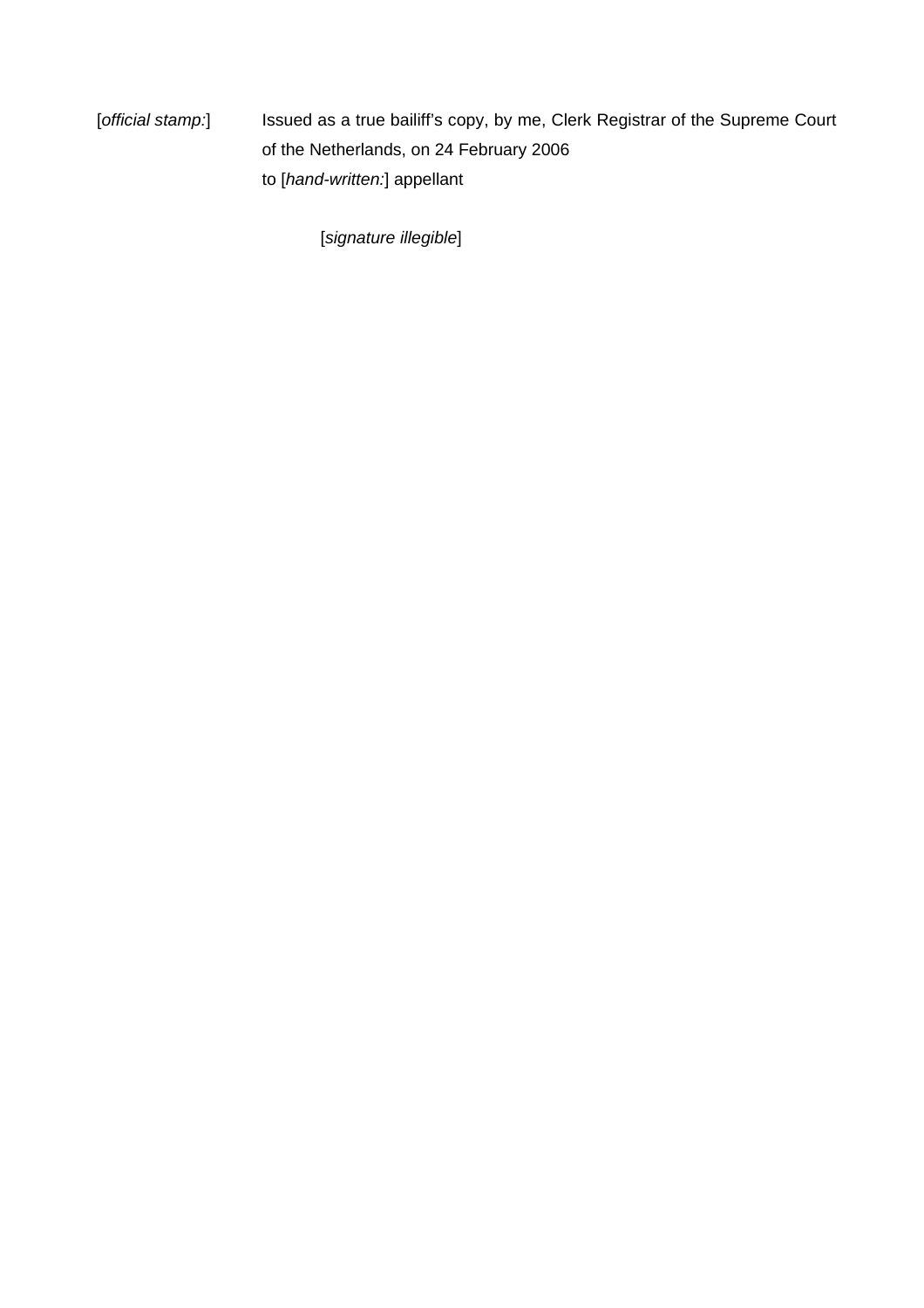[*official stamp:*] Issued as a true bailiff's copy, by me, Clerk Registrar of the Supreme Court of the Netherlands, on 24 February 2006
to [*hand-written:*] appellant

[*signature illegible*]